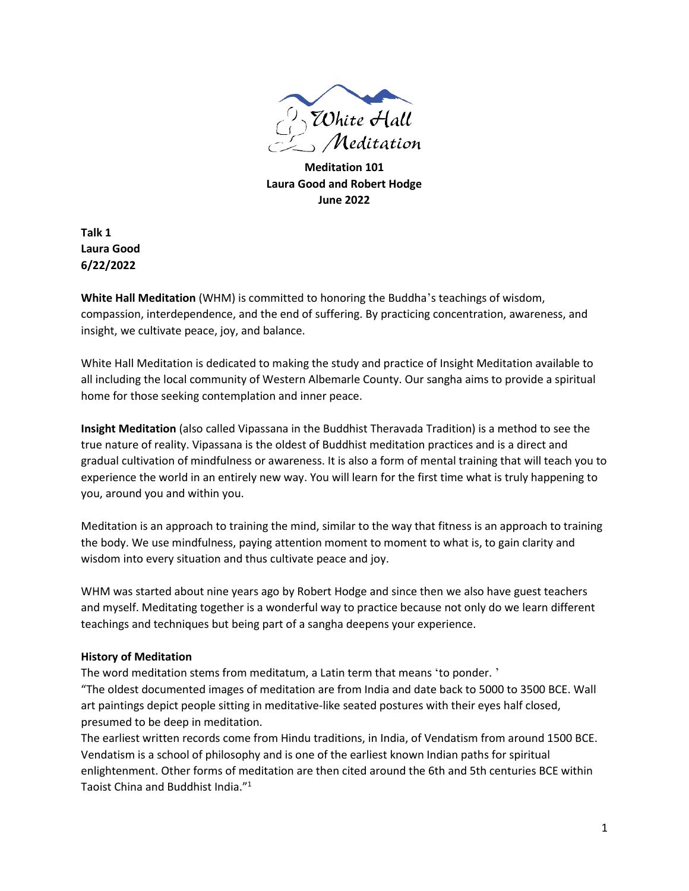White Hall Meditation

**Meditation 101**
**Laura Good and Robert Hodge**
**June 2022**

**Talk 1**
**Laura Good**
**6/22/2022**

**White Hall Meditation** (WHM) is committed to honoring the Buddha's teachings of wisdom, compassion, interdependence, and the end of suffering. By practicing concentration, awareness, and insight, we cultivate peace, joy, and balance.

White Hall Meditation is dedicated to making the study and practice of Insight Meditation available to all including the local community of Western Albemarle County. Our sangha aims to provide a spiritual home for those seeking contemplation and inner peace.

**Insight Meditation** (also called Vipassana in the Buddhist Theravada Tradition) is a method to see the true nature of reality. Vipassana is the oldest of Buddhist meditation practices and is a direct and gradual cultivation of mindfulness or awareness. It is also a form of mental training that will teach you to experience the world in an entirely new way. You will learn for the first time what is truly happening to you, around you and within you.

Meditation is an approach to training the mind, similar to the way that fitness is an approach to training the body. We use mindfulness, paying attention moment to moment to what is, to gain clarity and wisdom into every situation and thus cultivate peace and joy.

WHM was started about nine years ago by Robert Hodge and since then we also have guest teachers and myself. Meditating together is a wonderful way to practice because not only do we learn different teachings and techniques but being part of a sangha deepens your experience.

## History of Meditation

The word meditation stems from meditatum, a Latin term that means 'to ponder. '
"The oldest documented images of meditation are from India and date back to 5000 to 3500 BCE. Wall art paintings depict people sitting in meditative-like seated postures with their eyes half closed, presumed to be deep in meditation.
The earliest written records come from Hindu traditions, in India, of Vendatism from around 1500 BCE. Vendatism is a school of philosophy and is one of the earliest known Indian paths for spiritual enlightenment. Other forms of meditation are then cited around the 6th and 5th centuries BCE within Taoist China and Buddhist India."[1]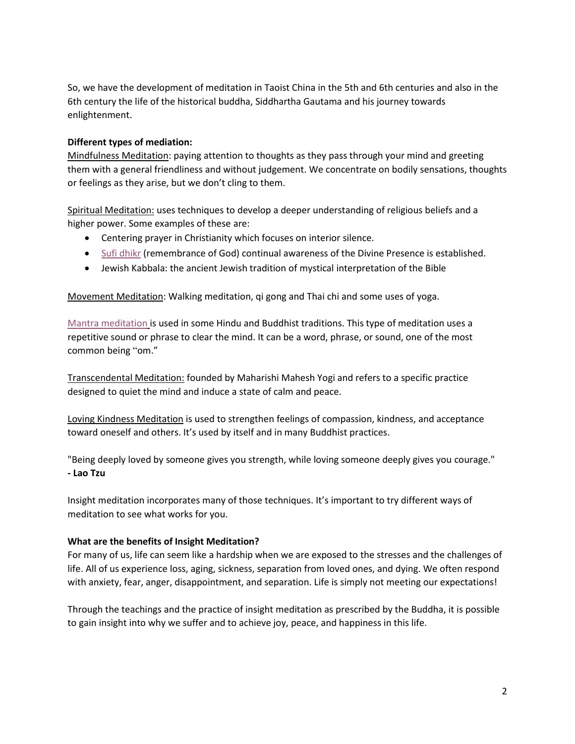So, we have the development of meditation in Taoist China in the 5th and 6th centuries and also in the 6th century the life of the historical buddha, Siddhartha Gautama and his journey towards enlightenment.

**Different types of mediation:**

Mindfulness Meditation: paying attention to thoughts as they pass through your mind and greeting them with a general friendliness and without judgement. We concentrate on bodily sensations, thoughts or feelings as they arise, but we don't cling to them.

Spiritual Meditation: uses techniques to develop a deeper understanding of religious beliefs and a higher power. Some examples of these are:

- Centering prayer in Christianity which focuses on interior silence.
- Sufi dhikr (remembrance of God) continual awareness of the Divine Presence is established.
- Jewish Kabbala: the ancient Jewish tradition of mystical interpretation of the Bible

Movement Meditation: Walking meditation, qi gong and Thai chi and some uses of yoga.

Mantra meditation is used in some Hindu and Buddhist traditions. This type of meditation uses a repetitive sound or phrase to clear the mind. It can be a word, phrase, or sound, one of the most common being "om."

Transcendental Meditation: founded by Maharishi Mahesh Yogi and refers to a specific practice designed to quiet the mind and induce a state of calm and peace.

Loving Kindness Meditation is used to strengthen feelings of compassion, kindness, and acceptance toward oneself and others. It's used by itself and in many Buddhist practices.

"Being deeply loved by someone gives you strength, while loving someone deeply gives you courage."
**- Lao Tzu**

Insight meditation incorporates many of those techniques. It's important to try different ways of meditation to see what works for you.

**What are the benefits of Insight Meditation?**

For many of us, life can seem like a hardship when we are exposed to the stresses and the challenges of life. All of us experience loss, aging, sickness, separation from loved ones, and dying. We often respond with anxiety, fear, anger, disappointment, and separation. Life is simply not meeting our expectations!

Through the teachings and the practice of insight meditation as prescribed by the Buddha, it is possible to gain insight into why we suffer and to achieve joy, peace, and happiness in this life.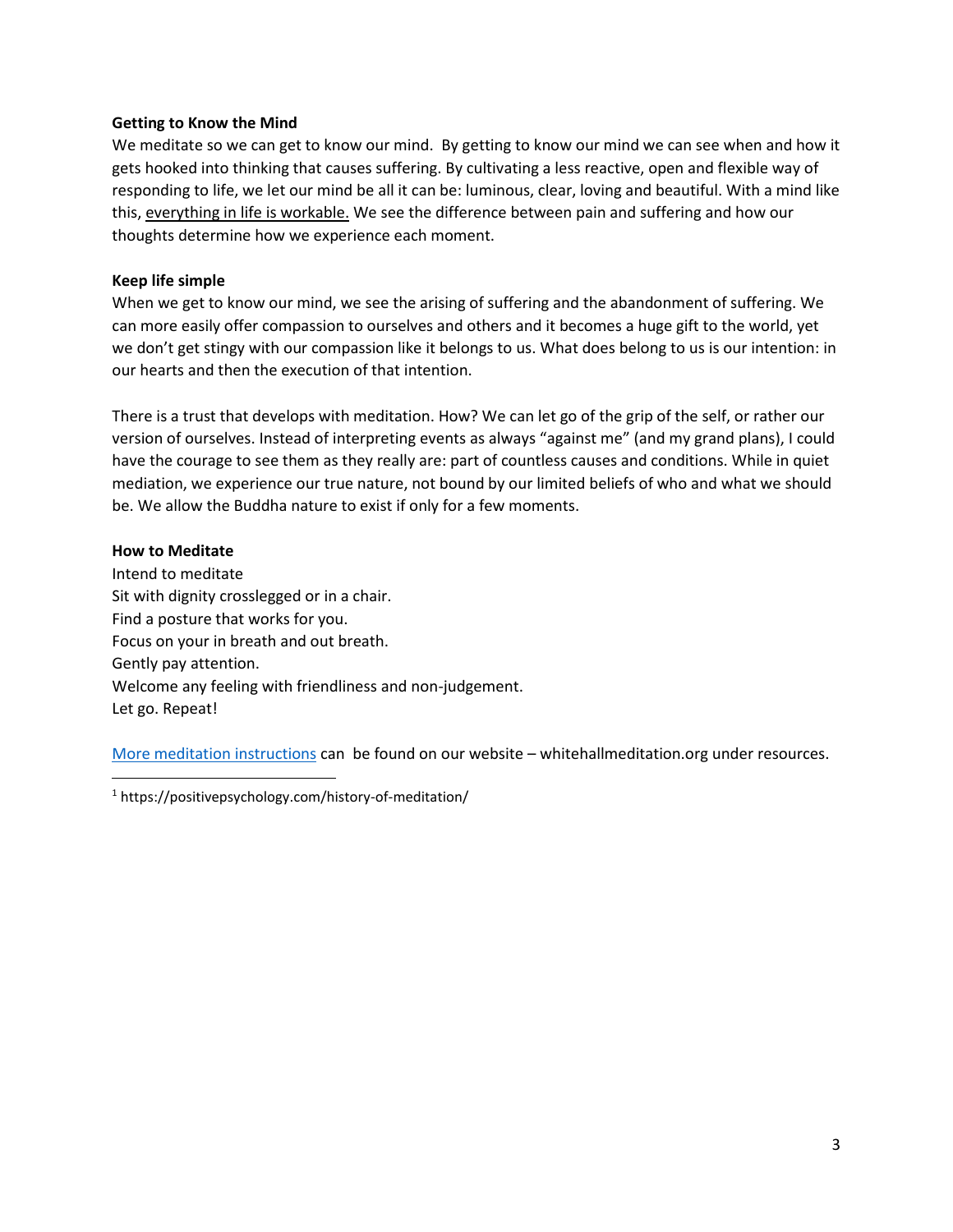**Getting to Know the Mind**

We meditate so we can get to know our mind. By getting to know our mind we can see when and how it gets hooked into thinking that causes suffering. By cultivating a less reactive, open and flexible way of responding to life, we let our mind be all it can be: luminous, clear, loving and beautiful. With a mind like this, <u>everything in life is workable.</u> We see the difference between pain and suffering and how our thoughts determine how we experience each moment.

**Keep life simple**

When we get to know our mind, we see the arising of suffering and the abandonment of suffering. We can more easily offer compassion to ourselves and others and it becomes a huge gift to the world, yet we don't get stingy with our compassion like it belongs to us. What does belong to us is our intention: in our hearts and then the execution of that intention.

There is a trust that develops with meditation. How? We can let go of the grip of the self, or rather our version of ourselves. Instead of interpreting events as always "against me" (and my grand plans), I could have the courage to see them as they really are: part of countless causes and conditions. While in quiet mediation, we experience our true nature, not bound by our limited beliefs of who and what we should be. We allow the Buddha nature to exist if only for a few moments.

**How to Meditate**

Intend to meditate
Sit with dignity crosslegged or in a chair.
Find a posture that works for you.
Focus on your in breath and out breath.
Gently pay attention.
Welcome any feeling with friendliness and non-judgement.
Let go. Repeat!

More meditation instructions can be found on our website – whitehallmeditation.org under resources.

---

[1] https://positivepsychology.com/history-of-meditation/